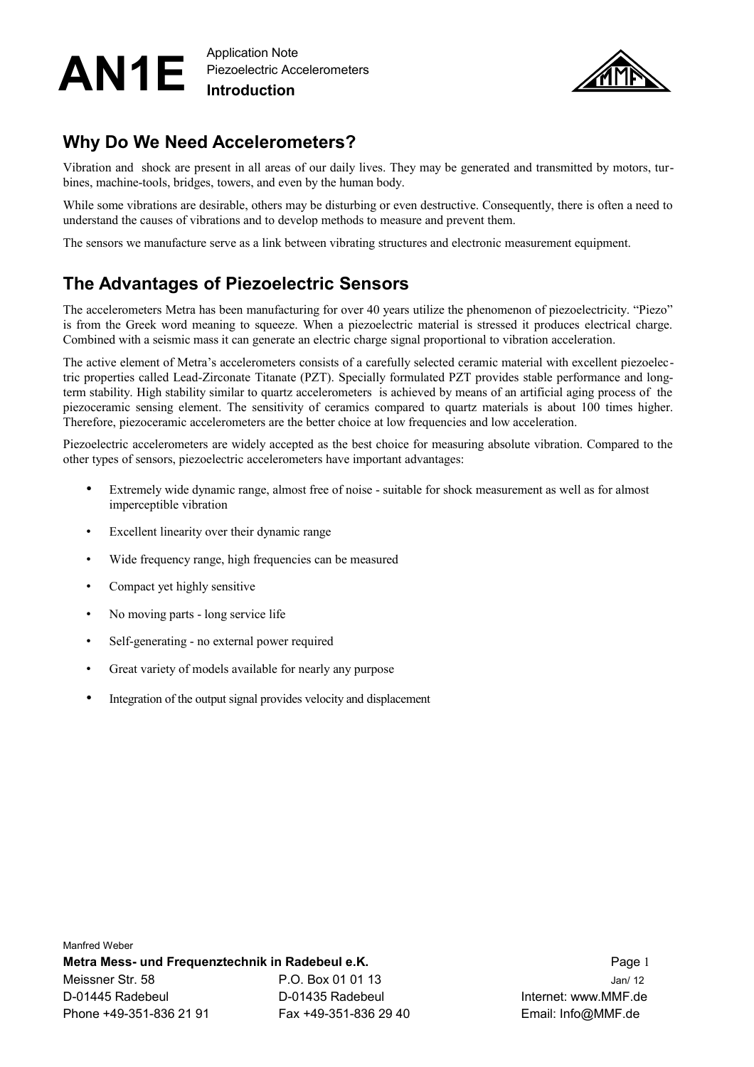# AN1E

Application Note
Piezoelectric Accelerometers
**Introduction**

## Why Do We Need Accelerometers?

Vibration and shock are present in all areas of our daily lives. They may be generated and transmitted by motors, turbines, machine-tools, bridges, towers, and even by the human body.

While some vibrations are desirable, others may be disturbing or even destructive. Consequently, there is often a need to understand the causes of vibrations and to develop methods to measure and prevent them.

The sensors we manufacture serve as a link between vibrating structures and electronic measurement equipment.

## The Advantages of Piezoelectric Sensors

The accelerometers Metra has been manufacturing for over 40 years utilize the phenomenon of piezoelectricity. "Piezo" is from the Greek word meaning to squeeze. When a piezoelectric material is stressed it produces electrical charge. Combined with a seismic mass it can generate an electric charge signal proportional to vibration acceleration.

The active element of Metra's accelerometers consists of a carefully selected ceramic material with excellent piezoelectric properties called Lead-Zirconate Titanate (PZT). Specially formulated PZT provides stable performance and long-term stability. High stability similar to quartz accelerometers is achieved by means of an artificial aging process of the piezoceramic sensing element. The sensitivity of ceramics compared to quartz materials is about 100 times higher. Therefore, piezoceramic accelerometers are the better choice at low frequencies and low acceleration.

Piezoelectric accelerometers are widely accepted as the best choice for measuring absolute vibration. Compared to the other types of sensors, piezoelectric accelerometers have important advantages:

- Extremely wide dynamic range, almost free of noise - suitable for shock measurement as well as for almost imperceptible vibration
- Excellent linearity over their dynamic range
- Wide frequency range, high frequencies can be measured
- Compact yet highly sensitive
- No moving parts - long service life
- Self-generating - no external power required
- Great variety of models available for nearly any purpose
- Integration of the output signal provides velocity and displacement

Manfred Weber
**Metra Mess- und Frequenztechnik in Radebeul e.K.**
Meissner Str. 58 P.O. Box 01 01 13
D-01445 Radebeul D-01435 Radebeul Internet: www.MMF.de
Phone +49-351-836 21 91 Fax +49-351-836 29 40 Email: Info@MMF.de
Jan/ 12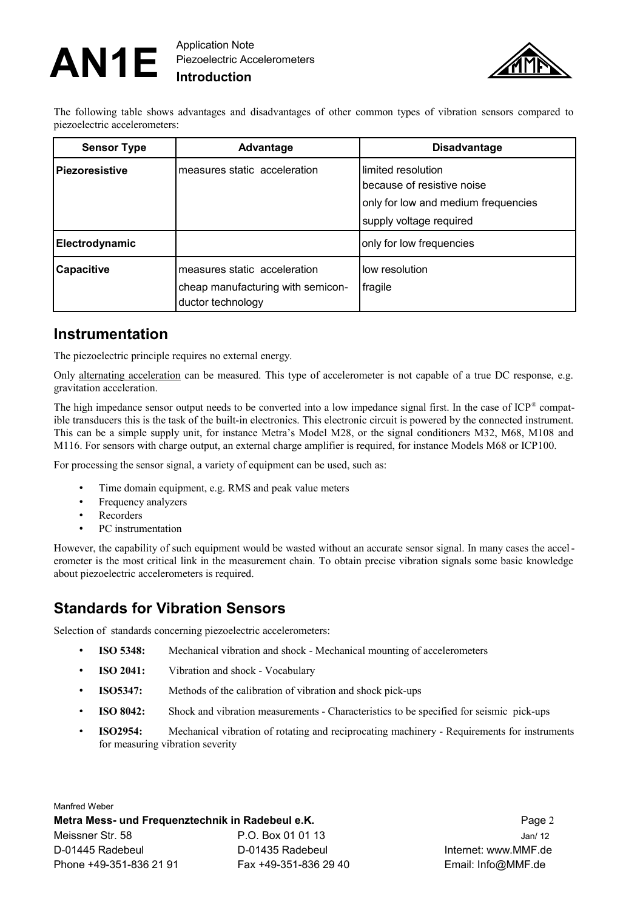The following table shows advantages and disadvantages of other common types of vibration sensors compared to piezoelectric accelerometers:

| Sensor Type | Advantage | Disadvantage |
|---|---|---|
| **Piezoresistive** | measures static acceleration | limited resolution because of resistive noise<br>only for low and medium frequencies<br>supply voltage required |
| **Electrodynamic** | | only for low frequencies |
| **Capacitive** | measures static acceleration<br>cheap manufacturing with semiconductor technology | low resolution<br>fragile |

## Instrumentation

The piezoelectric principle requires no external energy.

Only alternating acceleration can be measured. This type of accelerometer is not capable of a true DC response, e.g. gravitation acceleration.

The high impedance sensor output needs to be converted into a low impedance signal first. In the case of ICP® compatible transducers this is the task of the built-in electronics. This electronic circuit is powered by the connected instrument. This can be a simple supply unit, for instance Metra's Model M28, or the signal conditioners M32, M68, M108 and M116. For sensors with charge output, an external charge amplifier is required, for instance Models M68 or ICP100.

For processing the sensor signal, a variety of equipment can be used, such as:

- Time domain equipment, e.g. RMS and peak value meters
- Frequency analyzers
- Recorders
- PC instrumentation

However, the capability of such equipment would be wasted without an accurate sensor signal. In many cases the accelerometer is the most critical link in the measurement chain. To obtain precise vibration signals some basic knowledge about piezoelectric accelerometers is required.

## Standards for Vibration Sensors

Selection of standards concerning piezoelectric accelerometers:

- **ISO 5348:** Mechanical vibration and shock - Mechanical mounting of accelerometers
- **ISO 2041:** Vibration and shock - Vocabulary
- **ISO5347:** Methods of the calibration of vibration and shock pick-ups
- **ISO 8042:** Shock and vibration measurements - Characteristics to be specified for seismic pick-ups
- **ISO2954:** Mechanical vibration of rotating and reciprocating machinery - Requirements for instruments for measuring vibration severity